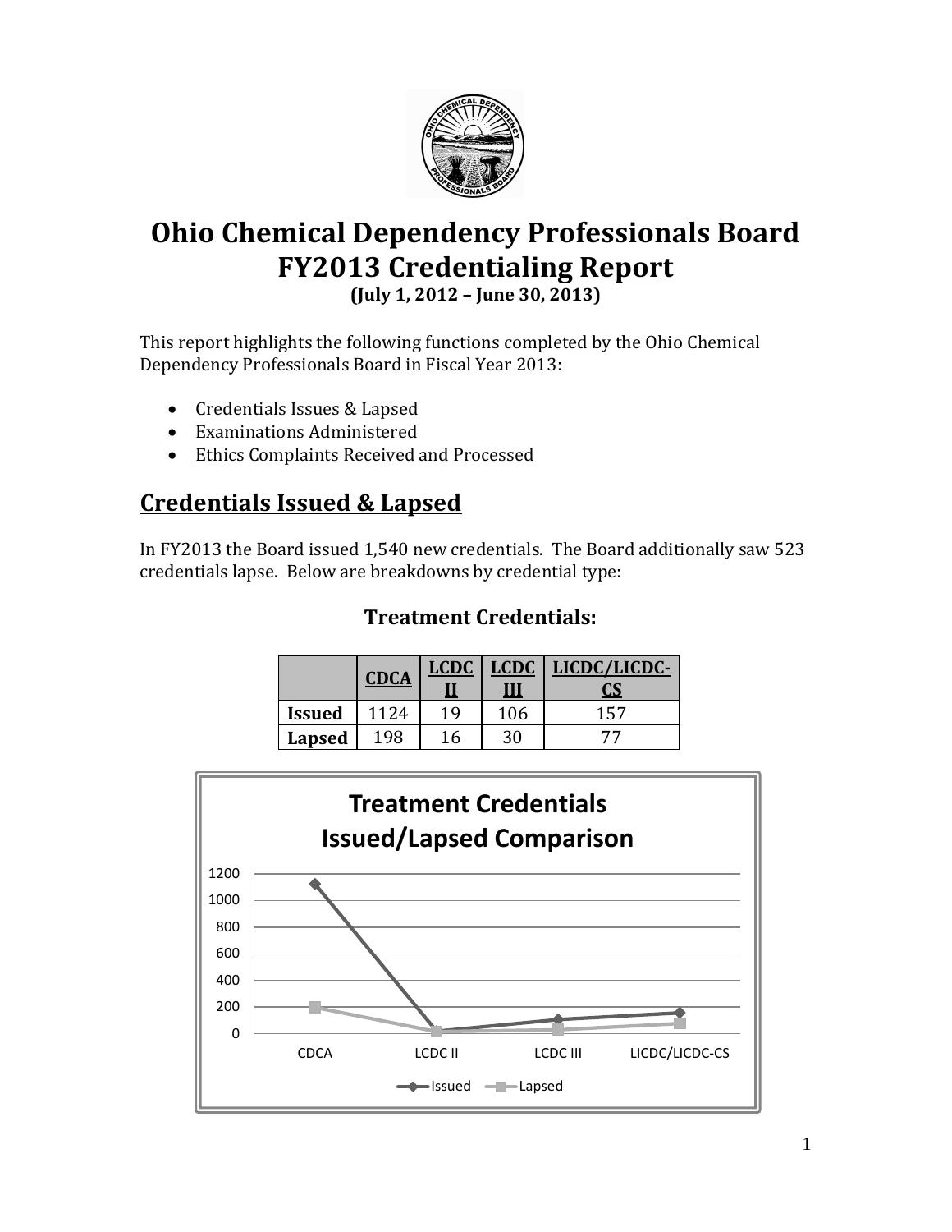# Ohio Chemical Dependency Professionals Board FY2013 Credentialing Report

**(July 1, 2012 – June 30, 2013)**

This report highlights the following functions completed by the Ohio Chemical Dependency Professionals Board in Fiscal Year 2013:

- Credentials Issues & Lapsed
- Examinations Administered
- Ethics Complaints Received and Processed

## Credentials Issued & Lapsed

In FY2013 the Board issued 1,540 new credentials. The Board additionally saw 523 credentials lapse. Below are breakdowns by credential type:

### Treatment Credentials:

| | CDCA | LCDC II | LCDC III | LICDC/LICDC-CS |
|---|---|---|---|---|
| **Issued** | 1124 | 19 | 106 | 157 |
| **Lapsed** | 198 | 16 | 30 | 77 |

Treatment Credentials
Issued/Lapsed Comparison

1200
1000
800
600
400
200
0

CDCA
LCDC II
LCDC III
LICDC/LICDC-CS

Issued
Lapsed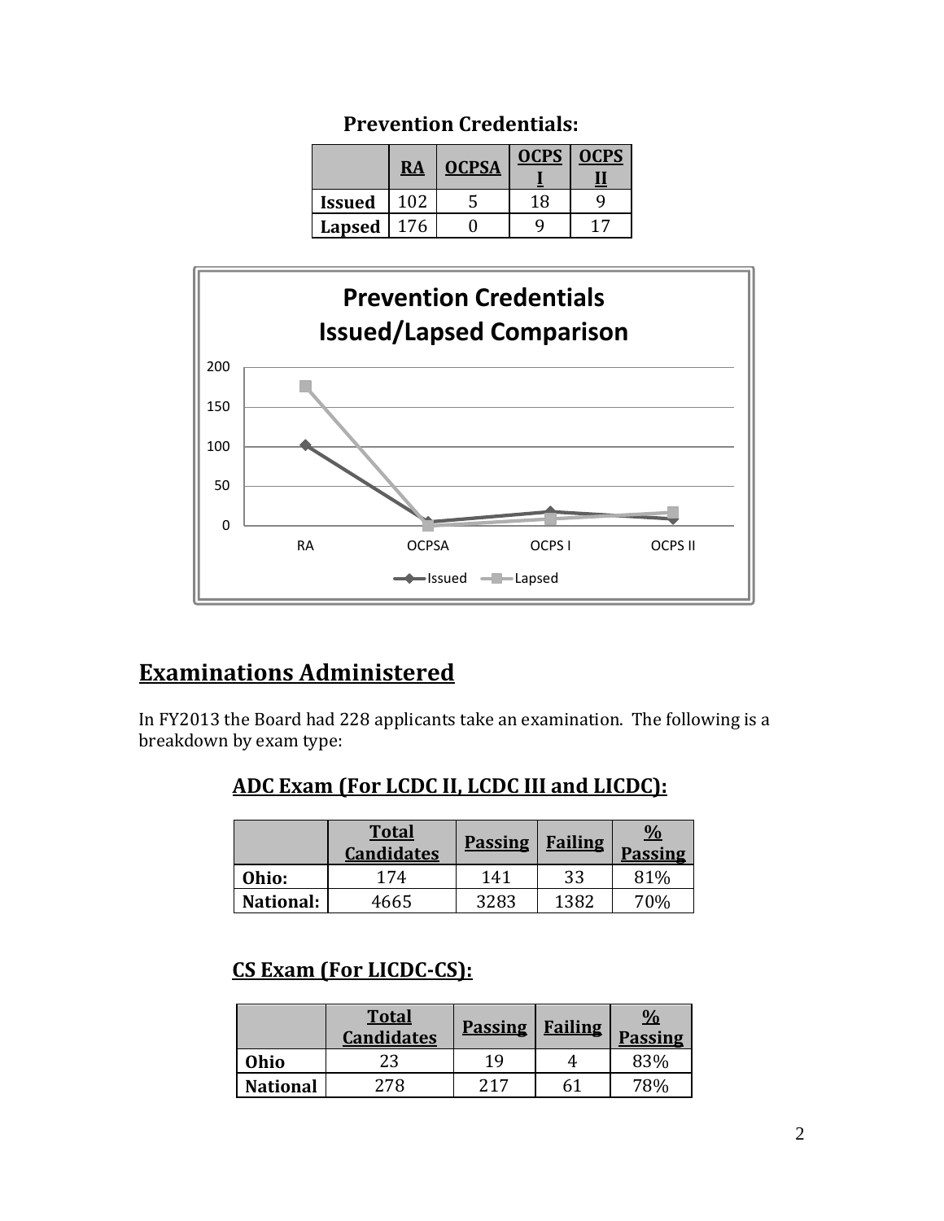**Prevention Credentials:**

| | RA | OCPSA | OCPS I | OCPS II |
|---|---|---|---|---|
| **Issued** | 102 | 5 | 18 | 9 |
| **Lapsed** | 176 | 0 | 9 | 17 |

Prevention Credentials
Issued/Lapsed Comparison

200
150
100
50
0

RA
OCPSA
OCPS I
OCPS II

Issued
Lapsed

## Examinations Administered

In FY2013 the Board had 228 applicants take an examination. The following is a breakdown by exam type:

### ADC Exam (For LCDC II, LCDC III and LICDC):

| | Total Candidates | Passing | Failing | % Passing |
|---|---|---|---|---|
| **Ohio:** | 174 | 141 | 33 | 81% |
| **National:** | 4665 | 3283 | 1382 | 70% |

### CS Exam (For LICDC-CS):

| | Total Candidates | Passing | Failing | % Passing |
|---|---|---|---|---|
| **Ohio** | 23 | 19 | 4 | 83% |
| **National** | 278 | 217 | 61 | 78% |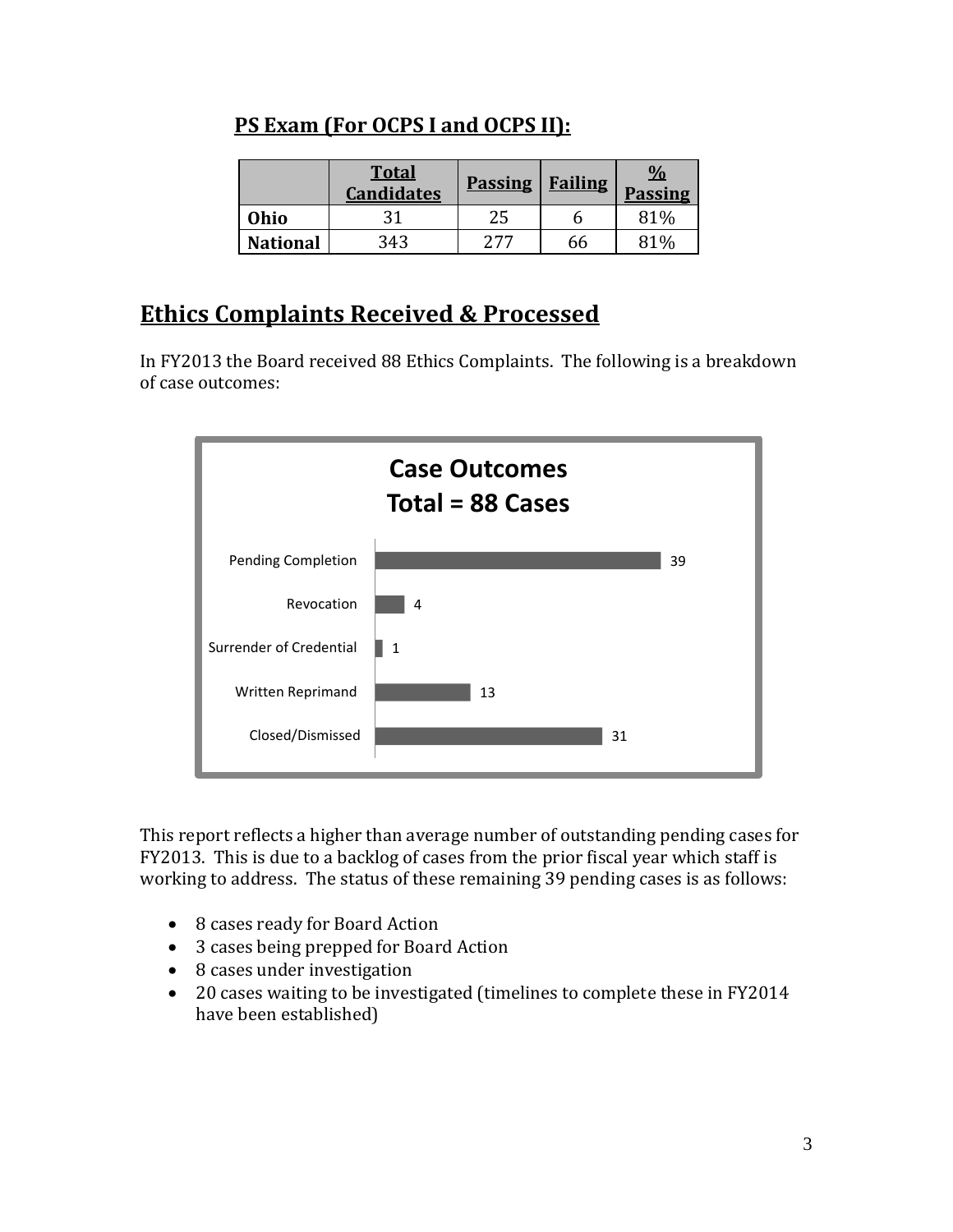## PS Exam (For OCPS I and OCPS II):

| | Total Candidates | Passing | Failing | % Passing |
|---|---|---|---|---|
| **Ohio** | 31 | 25 | 6 | 81% |
| **National** | 343 | 277 | 66 | 81% |

# Ethics Complaints Received & Processed

In FY2013 the Board received 88 Ethics Complaints. The following is a breakdown of case outcomes:

Case Outcomes
Total = 88 Cases

Pending Completion 39
Revocation 4
Surrender of Credential 1
Written Reprimand 13
Closed/Dismissed 31

This report reflects a higher than average number of outstanding pending cases for FY2013. This is due to a backlog of cases from the prior fiscal year which staff is working to address. The status of these remaining 39 pending cases is as follows:

- 8 cases ready for Board Action
- 3 cases being prepped for Board Action
- 8 cases under investigation
- 20 cases waiting to be investigated (timelines to complete these in FY2014 have been established)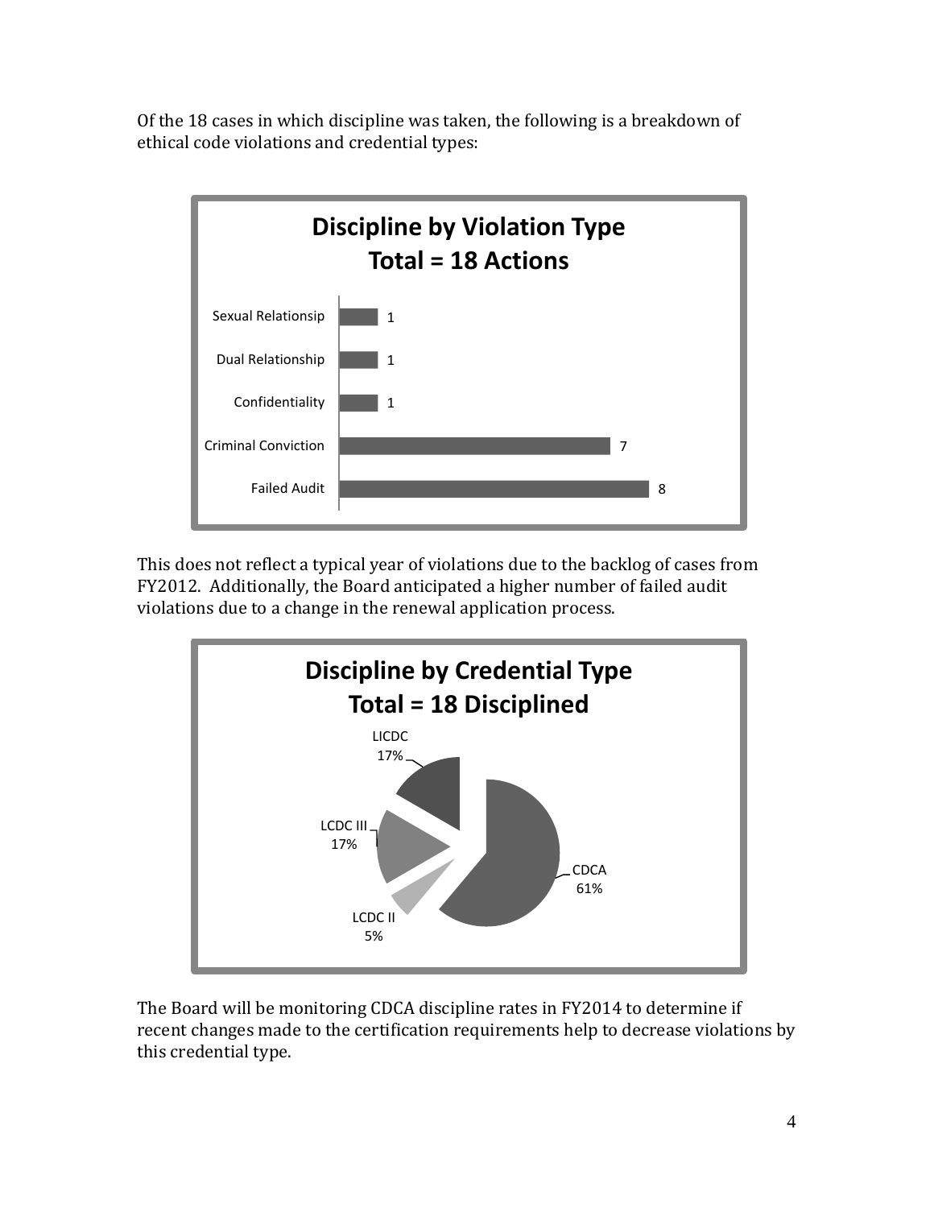Of the 18 cases in which discipline was taken, the following is a breakdown of ethical code violations and credential types:

**Discipline by Violation Type**
**Total = 18 Actions**

Sexual Relationsip 1
Dual Relationship 1
Confidentiality 1
Criminal Conviction 7
Failed Audit 8

This does not reflect a typical year of violations due to the backlog of cases from FY2012. Additionally, the Board anticipated a higher number of failed audit violations due to a change in the renewal application process.

**Discipline by Credential Type**
**Total = 18 Disciplined**

LICDC 17%
LCDC III 17%
LCDC II 5%
CDCA 61%

The Board will be monitoring CDCA discipline rates in FY2014 to determine if recent changes made to the certification requirements help to decrease violations by this credential type.